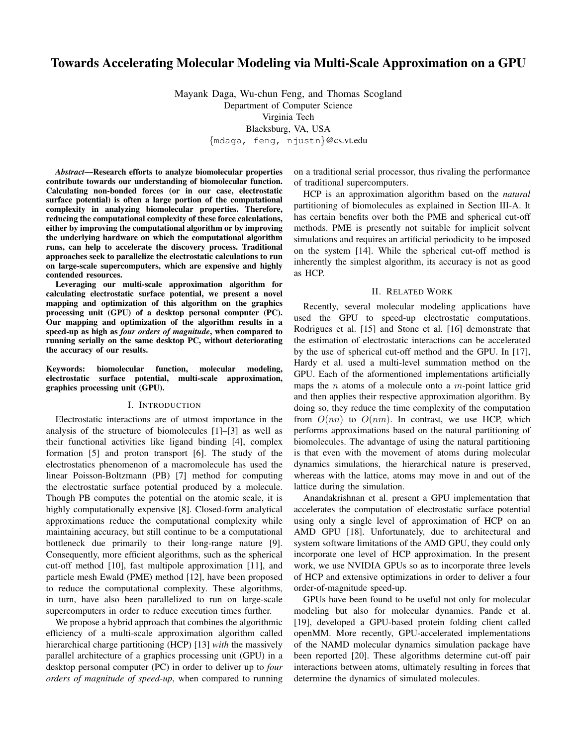# Towards Accelerating Molecular Modeling via Multi-Scale Approximation on a GPU

Mayank Daga, Wu-chun Feng, and Thomas Scogland
Department of Computer Science
Virginia Tech
Blacksburg, VA, USA
{mdaga, feng, njustn}@cs.vt.edu

***Abstract*—Research efforts to analyze biomolecular properties contribute towards our understanding of biomolecular function. Calculating non-bonded forces (or in our case, electrostatic surface potential) is often a large portion of the computational complexity in analyzing biomolecular properties. Therefore, reducing the computational complexity of these force calculations, either by improving the computational algorithm or by improving the underlying hardware on which the computational algorithm runs, can help to accelerate the discovery process. Traditional approaches seek to parallelize the electrostatic calculations to run on large-scale supercomputers, which are expensive and highly contended resources.**

**Leveraging our multi-scale approximation algorithm for calculating electrostatic surface potential, we present a novel mapping and optimization of this algorithm on the graphics processing unit (GPU) of a desktop personal computer (PC). Our mapping and optimization of the algorithm results in a speed-up as high as *four orders of magnitude*, when compared to running serially on the same desktop PC, without deteriorating the accuracy of our results.**

**Keywords: biomolecular function, molecular modeling, electrostatic surface potential, multi-scale approximation, graphics processing unit (GPU).**

## I. Introduction

Electrostatic interactions are of utmost importance in the analysis of the structure of biomolecules [1]–[3] as well as their functional activities like ligand binding [4], complex formation [5] and proton transport [6]. The study of the electrostatics phenomenon of a macromolecule has used the linear Poisson-Boltzmann (PB) [7] method for computing the electrostatic surface potential produced by a molecule. Though PB computes the potential on the atomic scale, it is highly computationally expensive [8]. Closed-form analytical approximations reduce the computational complexity while maintaining accuracy, but still continue to be a computational bottleneck due primarily to their long-range nature [9]. Consequently, more efficient algorithms, such as the spherical cut-off method [10], fast multipole approximation [11], and particle mesh Ewald (PME) method [12], have been proposed to reduce the computational complexity. These algorithms, in turn, have also been parallelized to run on large-scale supercomputers in order to reduce execution times further.

We propose a hybrid approach that combines the algorithmic efficiency of a multi-scale approximation algorithm called hierarchical charge partitioning (HCP) [13] *with* the massively parallel architecture of a graphics processing unit (GPU) in a desktop personal computer (PC) in order to deliver up to *four orders of magnitude of speed-up*, when compared to running on a traditional serial processor, thus rivaling the performance of traditional supercomputers.

HCP is an approximation algorithm based on the *natural* partitioning of biomolecules as explained in Section III-A. It has certain benefits over both the PME and spherical cut-off methods. PME is presently not suitable for implicit solvent simulations and requires an artificial periodicity to be imposed on the system [14]. While the spherical cut-off method is inherently the simplest algorithm, its accuracy is not as good as HCP.

## II. Related Work

Recently, several molecular modeling applications have used the GPU to speed-up electrostatic computations. Rodrigues et al. [15] and Stone et al. [16] demonstrate that the estimation of electrostatic interactions can be accelerated by the use of spherical cut-off method and the GPU. In [17], Hardy et al. used a multi-level summation method on the GPU. Each of the aforementioned implementations artificially maps the $n$ atoms of a molecule onto a $m$-point lattice grid and then applies their respective approximation algorithm. By doing so, they reduce the time complexity of the computation from $O(nn)$ to $O(nm)$. In contrast, we use HCP, which performs approximations based on the natural partitioning of biomolecules. The advantage of using the natural partitioning is that even with the movement of atoms during molecular dynamics simulations, the hierarchical nature is preserved, whereas with the lattice, atoms may move in and out of the lattice during the simulation.

Anandakrishnan et al. present a GPU implementation that accelerates the computation of electrostatic surface potential using only a single level of approximation of HCP on an AMD GPU [18]. Unfortunately, due to architectural and system software limitations of the AMD GPU, they could only incorporate one level of HCP approximation. In the present work, we use NVIDIA GPUs so as to incorporate three levels of HCP and extensive optimizations in order to deliver a four order-of-magnitude speed-up.

GPUs have been found to be useful not only for molecular modeling but also for molecular dynamics. Pande et al. [19], developed a GPU-based protein folding client called openMM. More recently, GPU-accelerated implementations of the NAMD molecular dynamics simulation package have been reported [20]. These algorithms determine cut-off pair interactions between atoms, ultimately resulting in forces that determine the dynamics of simulated molecules.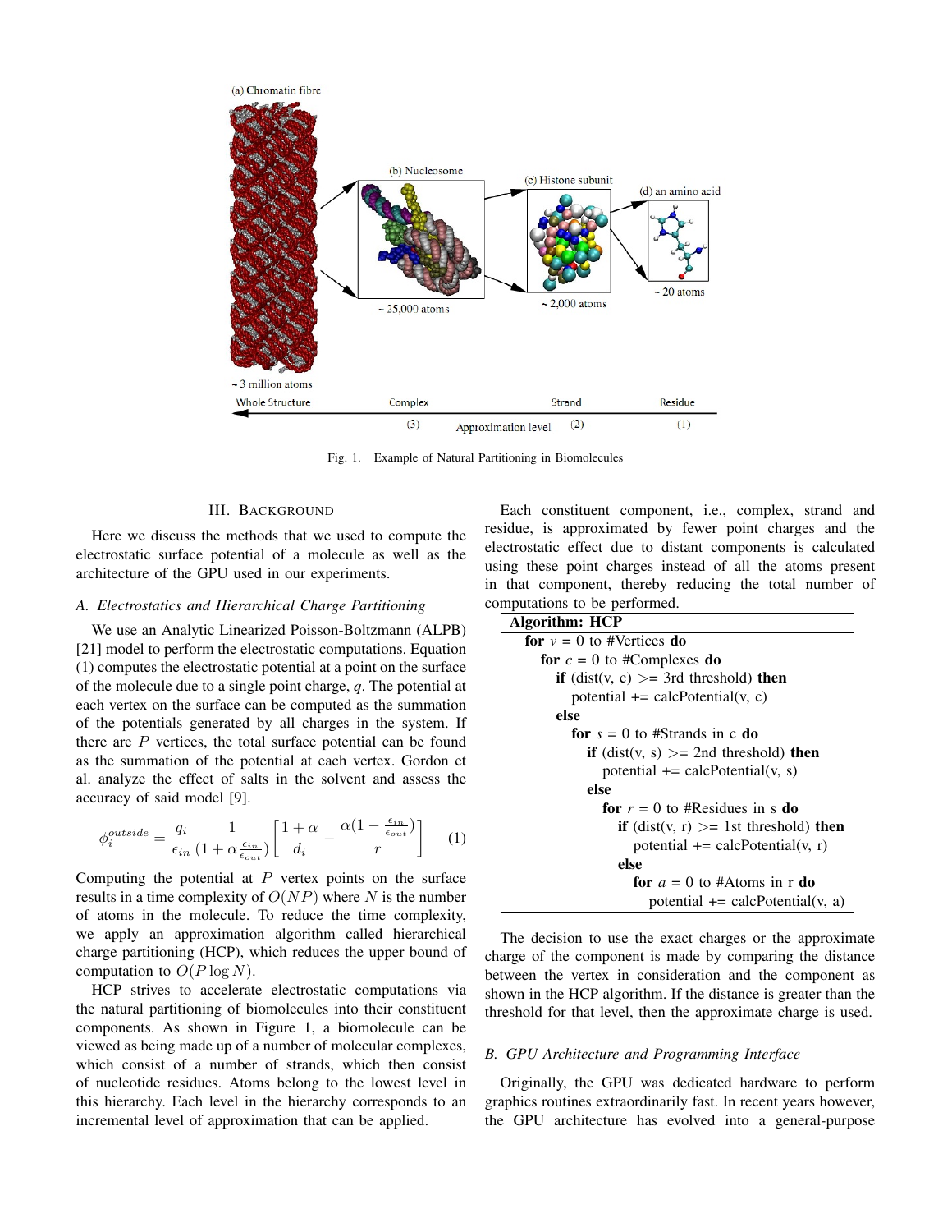Fig. 1. Example of Natural Partitioning in Biomolecules

## III. Background

Here we discuss the methods that we used to compute the electrostatic surface potential of a molecule as well as the architecture of the GPU used in our experiments.

### A. Electrostatics and Hierarchical Charge Partitioning

We use an Analytic Linearized Poisson-Boltzmann (ALPB) [21] model to perform the electrostatic computations. Equation (1) computes the electrostatic potential at a point on the surface of the molecule due to a single point charge, $q$. The potential at each vertex on the surface can be computed as the summation of the potentials generated by all charges in the system. If there are $P$ vertices, the total surface potential can be found as the summation of the potential at each vertex. Gordon et al. analyze the effect of salts in the solvent and assess the accuracy of said model [9].

$$\phi_i^{outside} = \frac{q_i}{\epsilon_{in}} \frac{1}{(1+\alpha\frac{\epsilon_{in}}{\epsilon_{out}})} \left[ \frac{1+\alpha}{d_i} - \frac{\alpha(1-\frac{\epsilon_{in}}{\epsilon_{out}})}{r} \right] \quad (1)$$

Computing the potential at $P$ vertex points on the surface results in a time complexity of $O(NP)$ where $N$ is the number of atoms in the molecule. To reduce the time complexity, we apply an approximation algorithm called hierarchical charge partitioning (HCP), which reduces the upper bound of computation to $O(P \log N)$.

HCP strives to accelerate electrostatic computations via the natural partitioning of biomolecules into their constituent components. As shown in Figure 1, a biomolecule can be viewed as being made up of a number of molecular complexes, which consist of a number of strands, which then consist of nucleotide residues. Atoms belong to the lowest level in this hierarchy. Each level in the hierarchy corresponds to an incremental level of approximation that can be applied.

Each constituent component, i.e., complex, strand and residue, is approximated by fewer point charges and the electrostatic effect due to distant components is calculated using these point charges instead of all the atoms present in that component, thereby reducing the total number of computations to be performed.

**Algorithm: HCP**

```
for v = 0 to #Vertices do
  for c = 0 to #Complexes do
    if (dist(v, c) >= 3rd threshold) then
      potential += calcPotential(v, c)
    else
      for s = 0 to #Strands in c do
        if (dist(v, s) >= 2nd threshold) then
          potential += calcPotential(v, s)
        else
          for r = 0 to #Residues in s do
            if (dist(v, r) >= 1st threshold) then
              potential += calcPotential(v, r)
            else
              for a = 0 to #Atoms in r do
                potential += calcPotential(v, a)
```

The decision to use the exact charges or the approximate charge of the component is made by comparing the distance between the vertex in consideration and the component as shown in the HCP algorithm. If the distance is greater than the threshold for that level, then the approximate charge is used.

### B. GPU Architecture and Programming Interface

Originally, the GPU was dedicated hardware to perform graphics routines extraordinarily fast. In recent years however, the GPU architecture has evolved into a general-purpose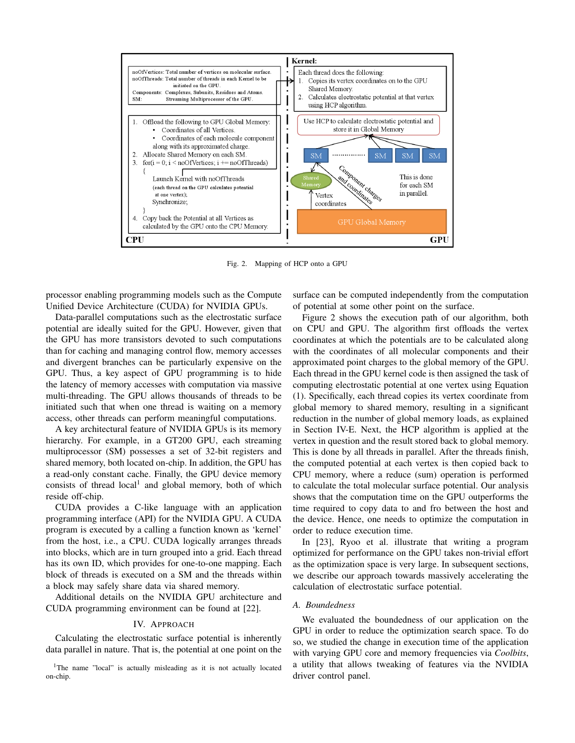Fig. 2. Mapping of HCP onto a GPU

processor enabling programming models such as the Compute Unified Device Architecture (CUDA) for NVIDIA GPUs.

Data-parallel computations such as the electrostatic surface potential are ideally suited for the GPU. However, given that the GPU has more transistors devoted to such computations than for caching and managing control flow, memory accesses and divergent branches can be particularly expensive on the GPU. Thus, a key aspect of GPU programming is to hide the latency of memory accesses with computation via massive multi-threading. The GPU allows thousands of threads to be initiated such that when one thread is waiting on a memory access, other threads can perform meaningful computations.

A key architectural feature of NVIDIA GPUs is its memory hierarchy. For example, in a GT200 GPU, each streaming multiprocessor (SM) possesses a set of 32-bit registers and shared memory, both located on-chip. In addition, the GPU has a read-only constant cache. Finally, the GPU device memory consists of thread local[1] and global memory, both of which reside off-chip.

CUDA provides a C-like language with an application programming interface (API) for the NVIDIA GPU. A CUDA program is executed by a calling a function known as 'kernel' from the host, i.e., a CPU. CUDA logically arranges threads into blocks, which are in turn grouped into a grid. Each thread has its own ID, which provides for one-to-one mapping. Each block of threads is executed on a SM and the threads within a block may safely share data via shared memory.

Additional details on the NVIDIA GPU architecture and CUDA programming environment can be found at [22].

## IV. Approach

Calculating the electrostatic surface potential is inherently data parallel in nature. That is, the potential at one point on the surface can be computed independently from the computation of potential at some other point on the surface.

Figure 2 shows the execution path of our algorithm, both on CPU and GPU. The algorithm first offloads the vertex coordinates at which the potentials are to be calculated along with the coordinates of all molecular components and their approximated point charges to the global memory of the GPU. Each thread in the GPU kernel code is then assigned the task of computing electrostatic potential at one vertex using Equation (1). Specifically, each thread copies its vertex coordinate from global memory to shared memory, resulting in a significant reduction in the number of global memory loads, as explained in Section IV-E. Next, the HCP algorithm is applied at the vertex in question and the result stored back to global memory. This is done by all threads in parallel. After the threads finish, the computed potential at each vertex is then copied back to CPU memory, where a reduce (sum) operation is performed to calculate the total molecular surface potential. Our analysis shows that the computation time on the GPU outperforms the time required to copy data to and fro between the host and the device. Hence, one needs to optimize the computation in order to reduce execution time.

In [23], Ryoo et al. illustrate that writing a program optimized for performance on the GPU takes non-trivial effort as the optimization space is very large. In subsequent sections, we describe our approach towards massively accelerating the calculation of electrostatic surface potential.

### A. Boundedness

We evaluated the boundedness of our application on the GPU in order to reduce the optimization search space. To do so, we studied the change in execution time of the application with varying GPU core and memory frequencies via *Coolbits*, a utility that allows tweaking of features via the NVIDIA driver control panel.

[1]The name "local" is actually misleading as it is not actually located on-chip.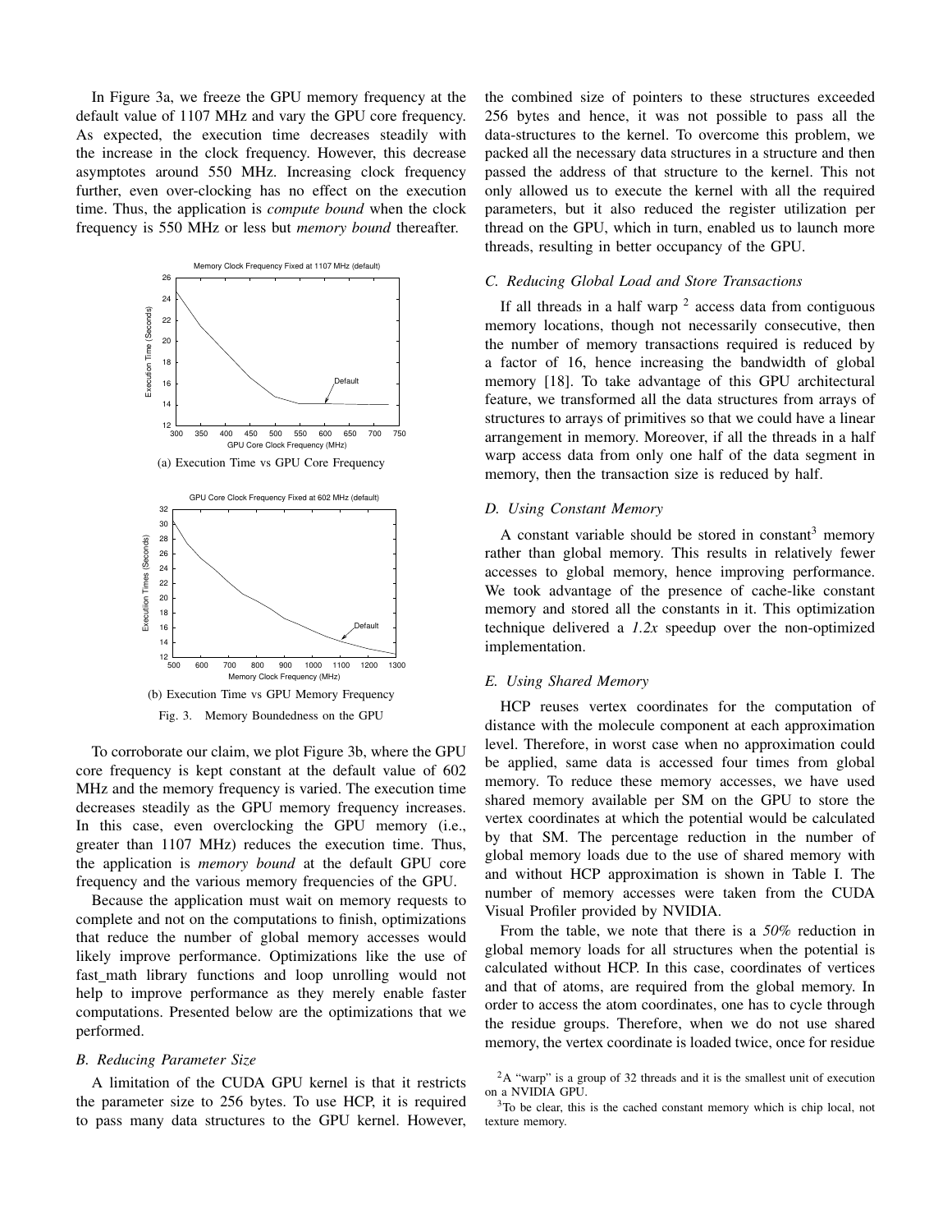In Figure 3a, we freeze the GPU memory frequency at the default value of 1107 MHz and vary the GPU core frequency. As expected, the execution time decreases steadily with the increase in the clock frequency. However, this decrease asymptotes around 550 MHz. Increasing clock frequency further, even over-clocking has no effect on the execution time. Thus, the application is *compute bound* when the clock frequency is 550 MHz or less but *memory bound* thereafter.

(a) Execution Time vs GPU Core Frequency

(b) Execution Time vs GPU Memory Frequency

Fig. 3. Memory Boundedness on the GPU

To corroborate our claim, we plot Figure 3b, where the GPU core frequency is kept constant at the default value of 602 MHz and the memory frequency is varied. The execution time decreases steadily as the GPU memory frequency increases. In this case, even overclocking the GPU memory (i.e., greater than 1107 MHz) reduces the execution time. Thus, the application is *memory bound* at the default GPU core frequency and the various memory frequencies of the GPU.

Because the application must wait on memory requests to complete and not on the computations to finish, optimizations that reduce the number of global memory accesses would likely improve performance. Optimizations like the use of fast_math library functions and loop unrolling would not help to improve performance as they merely enable faster computations. Presented below are the optimizations that we performed.

### B. Reducing Parameter Size

A limitation of the CUDA GPU kernel is that it restricts the parameter size to 256 bytes. To use HCP, it is required to pass many data structures to the GPU kernel. However, the combined size of pointers to these structures exceeded 256 bytes and hence, it was not possible to pass all the data-structures to the kernel. To overcome this problem, we packed all the necessary data structures in a structure and then passed the address of that structure to the kernel. This not only allowed us to execute the kernel with all the required parameters, but it also reduced the register utilization per thread on the GPU, which in turn, enabled us to launch more threads, resulting in better occupancy of the GPU.

### C. Reducing Global Load and Store Transactions

If all threads in a half warp [2] access data from contiguous memory locations, though not necessarily consecutive, then the number of memory transactions required is reduced by a factor of 16, hence increasing the bandwidth of global memory [18]. To take advantage of this GPU architectural feature, we transformed all the data structures from arrays of structures to arrays of primitives so that we could have a linear arrangement in memory. Moreover, if all the threads in a half warp access data from only one half of the data segment in memory, then the transaction size is reduced by half.

### D. Using Constant Memory

A constant variable should be stored in constant[3] memory rather than global memory. This results in relatively fewer accesses to global memory, hence improving performance. We took advantage of the presence of cache-like constant memory and stored all the constants in it. This optimization technique delivered a *1.2x* speedup over the non-optimized implementation.

### E. Using Shared Memory

HCP reuses vertex coordinates for the computation of distance with the molecule component at each approximation level. Therefore, in worst case when no approximation could be applied, same data is accessed four times from global memory. To reduce these memory accesses, we have used shared memory available per SM on the GPU to store the vertex coordinates at which the potential would be calculated by that SM. The percentage reduction in the number of global memory loads due to the use of shared memory with and without HCP approximation is shown in Table I. The number of memory accesses were taken from the CUDA Visual Profiler provided by NVIDIA.

From the table, we note that there is a *50%* reduction in global memory loads for all structures when the potential is calculated without HCP. In this case, coordinates of vertices and that of atoms, are required from the global memory. In order to access the atom coordinates, one has to cycle through the residue groups. Therefore, when we do not use shared memory, the vertex coordinate is loaded twice, once for residue

[2] A "warp" is a group of 32 threads and it is the smallest unit of execution on a NVIDIA GPU.

[3] To be clear, this is the cached constant memory which is chip local, not texture memory.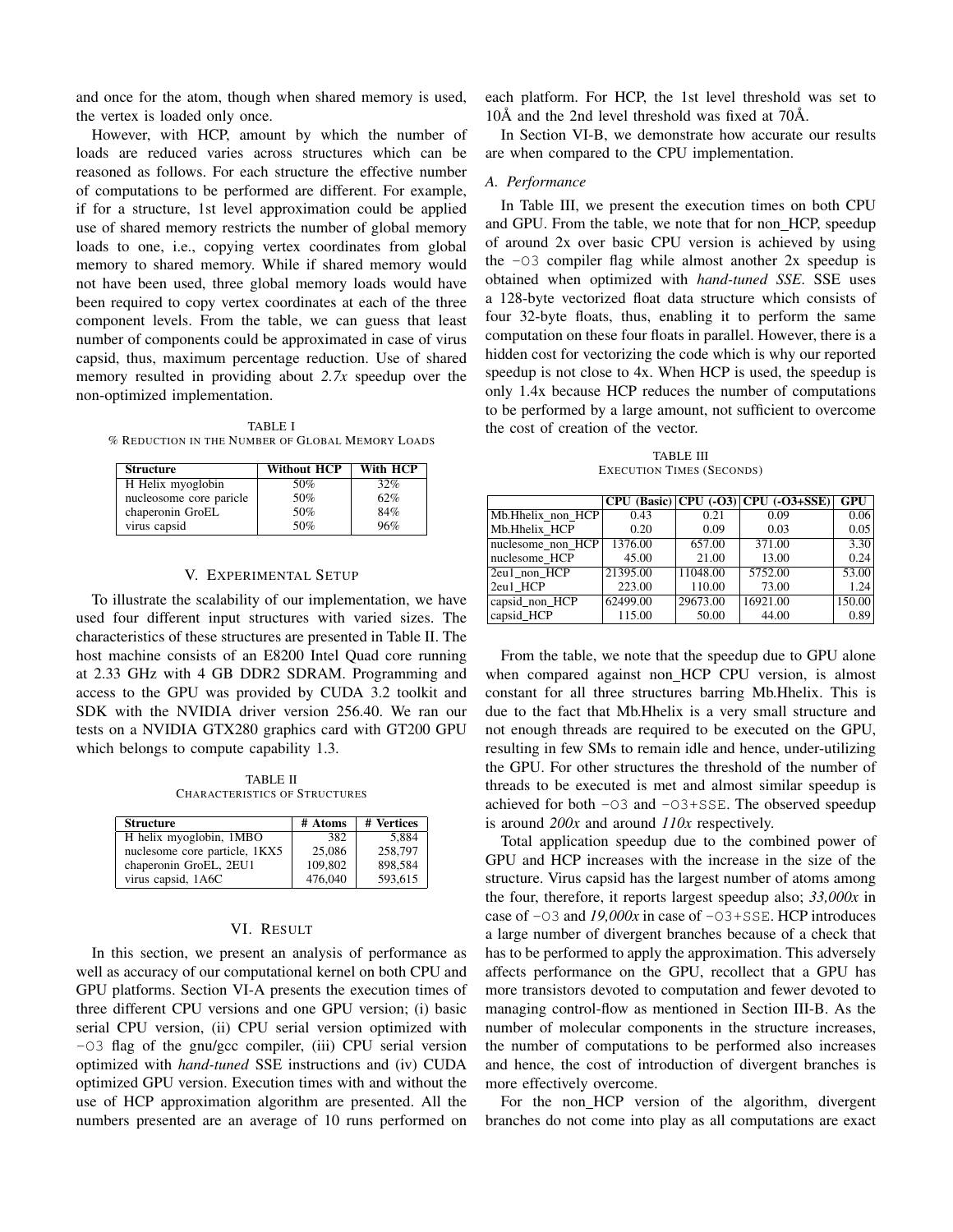and once for the atom, though when shared memory is used, the vertex is loaded only once.

However, with HCP, amount by which the number of loads are reduced varies across structures which can be reasoned as follows. For each structure the effective number of computations to be performed are different. For example, if for a structure, 1st level approximation could be applied use of shared memory restricts the number of global memory loads to one, i.e., copying vertex coordinates from global memory to shared memory. While if shared memory would not have been used, three global memory loads would have been required to copy vertex coordinates at each of the three component levels. From the table, we can guess that least number of components could be approximated in case of virus capsid, thus, maximum percentage reduction. Use of shared memory resulted in providing about *2.7x* speedup over the non-optimized implementation.

TABLE I
% REDUCTION IN THE NUMBER OF GLOBAL MEMORY LOADS

| Structure | Without HCP | With HCP |
|---|---|---|
| H Helix myoglobin | 50% | 32% |
| nucleosome core paricle | 50% | 62% |
| chaperonin GroEL | 50% | 84% |
| virus capsid | 50% | 96% |

## V. Experimental Setup

To illustrate the scalability of our implementation, we have used four different input structures with varied sizes. The characteristics of these structures are presented in Table II. The host machine consists of an E8200 Intel Quad core running at 2.33 GHz with 4 GB DDR2 SDRAM. Programming and access to the GPU was provided by CUDA 3.2 toolkit and SDK with the NVIDIA driver version 256.40. We ran our tests on a NVIDIA GTX280 graphics card with GT200 GPU which belongs to compute capability 1.3.

TABLE II
CHARACTERISTICS OF STRUCTURES

| Structure | # Atoms | # Vertices |
|---|---|---|
| H helix myoglobin, 1MBO | 382 | 5,884 |
| nucleosome core particle, 1KX5 | 25,086 | 258,797 |
| chaperonin GroEL, 2EU1 | 109,802 | 898,584 |
| virus capsid, 1A6C | 476,040 | 593,615 |

## VI. Result

In this section, we present an analysis of performance as well as accuracy of our computational kernel on both CPU and GPU platforms. Section VI-A presents the execution times of three different CPU versions and one GPU version; (i) basic serial CPU version, (ii) CPU serial version optimized with `-O3` flag of the gnu/gcc compiler, (iii) CPU serial version optimized with *hand-tuned* SSE instructions and (iv) CUDA optimized GPU version. Execution times with and without the use of HCP approximation algorithm are presented. All the numbers presented are an average of 10 runs performed on each platform. For HCP, the 1st level threshold was set to 10Å and the 2nd level threshold was fixed at 70Å.

In Section VI-B, we demonstrate how accurate our results are when compared to the CPU implementation.

### A. Performance

In Table III, we present the execution times on both CPU and GPU. From the table, we note that for non_HCP, speedup of around 2x over basic CPU version is achieved by using the `-O3` compiler flag while almost another 2x speedup is obtained when optimized with *hand-tuned SSE*. SSE uses a 128-byte vectorized float data structure which consists of four 32-byte floats, thus, enabling it to perform the same computation on these four floats in parallel. However, there is a hidden cost for vectorizing the code which is why our reported speedup is not close to 4x. When HCP is used, the speedup is only 1.4x because HCP reduces the number of computations to be performed by a large amount, not sufficient to overcome the cost of creation of the vector.

TABLE III
EXECUTION TIMES (SECONDS)

| | CPU (Basic) | CPU (-O3) | CPU (-O3+SSE) | GPU |
|---|---|---|---|---|
| Mb.Hhelix_non_HCP | 0.43 | 0.21 | 0.09 | 0.06 |
| Mb.Hhelix_HCP | 0.20 | 0.09 | 0.03 | 0.05 |
| nuclesome_non_HCP | 1376.00 | 657.00 | 371.00 | 3.30 |
| nuclesome_HCP | 45.00 | 21.00 | 13.00 | 0.24 |
| 2eu1_non_HCP | 21395.00 | 11048.00 | 5752.00 | 53.00 |
| 2eu1_HCP | 223.00 | 110.00 | 73.00 | 1.24 |
| capsid_non_HCP | 62499.00 | 29673.00 | 16921.00 | 150.00 |
| capsid_HCP | 115.00 | 50.00 | 44.00 | 0.89 |

From the table, we note that the speedup due to GPU alone when compared against non_HCP CPU version, is almost constant for all three structures barring Mb.Hhelix. This is due to the fact that Mb.Hhelix is a very small structure and not enough threads are required to be executed on the GPU, resulting in few SMs to remain idle and hence, under-utilizing the GPU. For other structures the threshold of the number of threads to be executed is met and almost similar speedup is achieved for both `-O3` and `-O3+SSE`. The observed speedup is around *200x* and around *110x* respectively.

Total application speedup due to the combined power of GPU and HCP increases with the increase in the size of the structure. Virus capsid has the largest number of atoms among the four, therefore, it reports largest speedup also; *33,000x* in case of `-O3` and *19,000x* in case of `-O3+SSE`. HCP introduces a large number of divergent branches because of a check that has to be performed to apply the approximation. This adversely affects performance on the GPU, recollect that a GPU has more transistors devoted to computation and fewer devoted to managing control-flow as mentioned in Section III-B. As the number of molecular components in the structure increases, the number of computations to be performed also increases and hence, the cost of introduction of divergent branches is more effectively overcome.

For the non_HCP version of the algorithm, divergent branches do not come into play as all computations are exact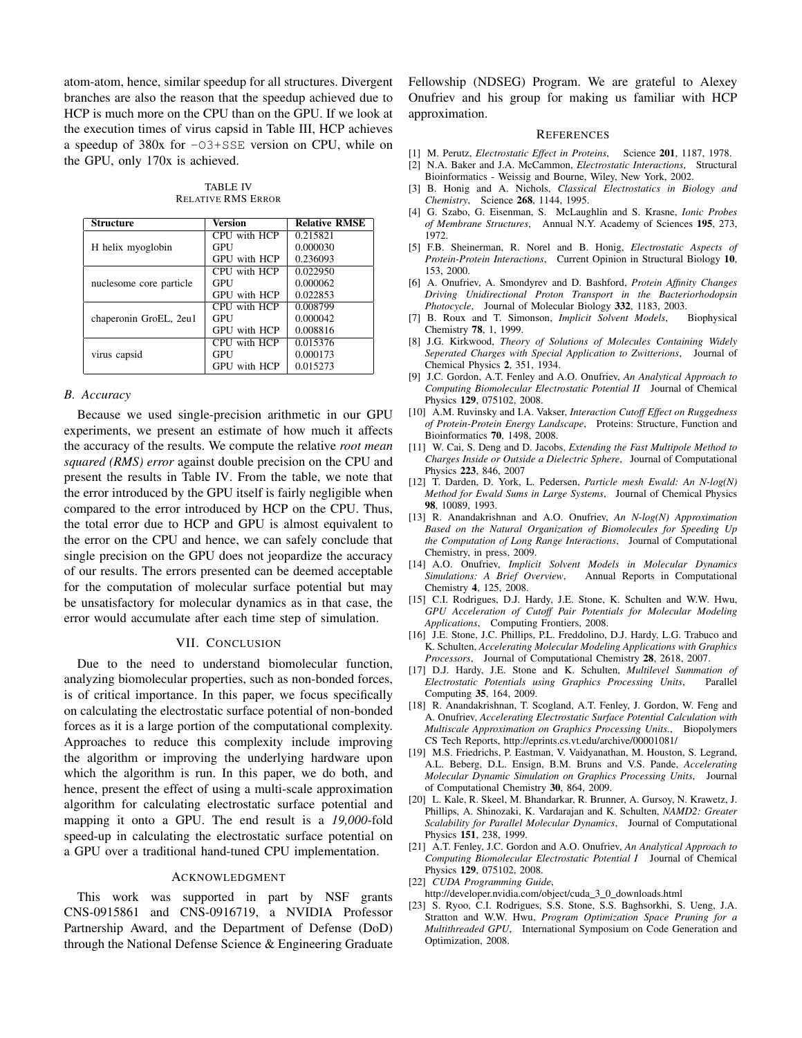atom-atom, hence, similar speedup for all structures. Divergent branches are also the reason that the speedup achieved due to HCP is much more on the CPU than on the GPU. If we look at the execution times of virus capsid in Table III, HCP achieves a speedup of 380x for `-O3+SSE` version on CPU, while on the GPU, only 170x is achieved.

TABLE IV
RELATIVE RMS ERROR

| Structure | Version | Relative RMSE |
|---|---|---|
| H helix myoglobin | CPU with HCP | 0.215821 |
| | GPU | 0.000030 |
| | GPU with HCP | 0.236093 |
| nucelsome core particle | CPU with HCP | 0.022950 |
| | GPU | 0.000062 |
| | GPU with HCP | 0.022853 |
| chaperonin GroEL, 2eu1 | CPU with HCP | 0.008799 |
| | GPU | 0.000042 |
| | GPU with HCP | 0.008816 |
| virus capsid | CPU with HCP | 0.015376 |
| | GPU | 0.000173 |
| | GPU with HCP | 0.015273 |

### *B. Accuracy*

Because we used single-precision arithmetic in our GPU experiments, we present an estimate of how much it affects the accuracy of the results. We compute the relative *root mean squared (RMS) error* against double precision on the CPU and present the results in Table IV. From the table, we note that the error introduced by the GPU itself is fairly negligible when compared to the error introduced by HCP on the CPU. Thus, the total error due to HCP and GPU is almost equivalent to the error on the CPU and hence, we can safely conclude that single precision on the GPU does not jeopardize the accuracy of our results. The errors presented can be deemed acceptable for the computation of molecular surface potential but may be unsatisfactory for molecular dynamics as in that case, the error would accumulate after each time step of simulation.

## VII. CONCLUSION

Due to the need to understand biomolecular function, analyzing biomolecular properties, such as non-bonded forces, is of critical importance. In this paper, we focus specifically on calculating the electrostatic surface potential of non-bonded forces as it is a large portion of the computational complexity. Approaches to reduce this complexity include improving the algorithm or improving the underlying hardware upon which the algorithm is run. In this paper, we do both, and hence, present the effect of using a multi-scale approximation algorithm for calculating electrostatic surface potential and mapping it onto a GPU. The end result is a *19,000*-fold speed-up in calculating the electrostatic surface potential on a GPU over a traditional hand-tuned CPU implementation.

## ACKNOWLEDGMENT

This work was supported in part by NSF grants CNS-0915861 and CNS-0916719, a NVIDIA Professor Partnership Award, and the Department of Defense (DoD) through the National Defense Science & Engineering Graduate Fellowship (NDSEG) Program. We are grateful to Alexey Onufriev and his group for making us familiar with HCP approximation.

## REFERENCES

[1] M. Perutz, *Electrostatic Effect in Proteins*, Science **201**, 1187, 1978.

[2] N.A. Baker and J.A. McCammon, *Electrostatic Interactions*, Structural Bioinformatics - Weissig and Bourne, Wiley, New York, 2002.

[3] B. Honig and A. Nichols, *Classical Electrostatics in Biology and Chemistry*, Science **268**, 1144, 1995.

[4] G. Szabo, G. Eisenman, S. McLaughlin and S. Krasne, *Ionic Probes of Membrane Structures*, Annual N.Y. Academy of Sciences **195**, 273, 1972.

[5] F.B. Sheinerman, R. Norel and B. Honig, *Electrostatic Aspects of Protein-Protein Interactions*, Current Opinion in Structural Biology **10**, 153, 2000.

[6] A. Onufriev, A. Smondyrev and D. Bashford, *Protein Affinity Changes Driving Unidirectional Proton Transport in the Bacteriorhodopsin Photocycle*, Journal of Molecular Biology **332**, 1183, 2003.

[7] B. Roux and T. Simonson, *Implicit Solvent Models*, Biophysical Chemistry **78**, 1, 1999.

[8] J.G. Kirkwood, *Theory of Solutions of Molecules Containing Widely Seperated Charges with Special Application to Zwitterions*, Journal of Chemical Physics **2**, 351, 1934.

[9] J.C. Gordon, A.T. Fenley and A.O. Onufriev, *An Analytical Approach to Computing Biomolecular Electrostatic Potential II* Journal of Chemical Physics **129**, 075102, 2008.

[10] A.M. Ruvinsky and I.A. Vakser, *Interaction Cutoff Effect on Ruggedness of Protein-Protein Energy Landscape*, Proteins: Structure, Function and Bioinformatics **70**, 1498, 2008.

[11] W. Cai, S. Deng and D. Jacobs, *Extending the Fast Multipole Method to Charges Inside or Outside a Dielectric Sphere*, Journal of Computational Physics **223**, 846, 2007

[12] T. Darden, D. York, L. Pedersen, *Particle mesh Ewald: An N-log(N) Method for Ewald Sums in Large Systems*, Journal of Chemical Physics **98**, 10089, 1993.

[13] R. Anandakrishnan and A.O. Onufriev, *An N-log(N) Approximation Based on the Natural Organization of Biomolecules for Speeding Up the Computation of Long Range Interactions*, Journal of Computational Chemistry, in press, 2009.

[14] A.O. Onufriev, *Implicit Solvent Models in Molecular Dynamics Simulations: A Brief Overview*, Annual Reports in Computational Chemistry **4**, 125, 2008.

[15] C.I. Rodrigues, D.J. Hardy, J.E. Stone, K. Schulten and W.W. Hwu, *GPU Acceleration of Cutoff Pair Potentials for Molecular Modeling Applications*, Computing Frontiers, 2008.

[16] J.E. Stone, J.C. Phillips, P.L. Freddolino, D.J. Hardy, L.G. Trabuco and K. Schulten, *Accelerating Molecular Modeling Applications with Graphics Processors*, Journal of Computational Chemistry **28**, 2618, 2007.

[17] D.J. Hardy, J.E. Stone and K. Schulten, *Multilevel Summation of Electrostatic Potentials using Graphics Processing Units*, Parallel Computing **35**, 164, 2009.

[18] R. Anandakrishnan, T. Scogland, A.T. Fenley, J. Gordon, W. Feng and A. Onufriev, *Accelerating Electrostatic Surface Potential Calculation with Multiscale Approximation on Graphics Processing Units.*, Biopolymers CS Tech Reports, http://eprints.cs.vt.edu/archive/00001081/

[19] M.S. Friedrichs, P. Eastman, V. Vaidyanathan, M. Houston, S. Legrand, A.L. Beberg, D.L. Ensign, B.M. Bruns and V.S. Pande, *Accelerating Molecular Dynamic Simulation on Graphics Processing Units*, Journal of Computational Chemistry **30**, 864, 2009.

[20] L. Kale, R. Skeel, M. Bhandarkar, R. Brunner, A. Gursoy, N. Krawetz, J. Phillips, A. Shinozaki, K. Vardarajan and K. Schulten, *NAMD2: Greater Scalability for Parallel Molecular Dynamics*, Journal of Computational Physics **151**, 238, 1999.

[21] A.T. Fenley, J.C. Gordon and A.O. Onufriev, *An Analytical Approach to Computing Biomolecular Electrostatic Potential I* Journal of Chemical Physics **129**, 075102, 2008.

[22] *CUDA Programming Guide*, http://developer.nvidia.com/object/cuda_3_0_downloads.html

[23] S. Ryoo, C.I. Rodrigues, S.S. Stone, S.S. Baghsorkhi, S. Ueng, J.A. Stratton and W.W. Hwu, *Program Optimization Space Pruning for a Multithreaded GPU*, International Symposium on Code Generation and Optimization, 2008.